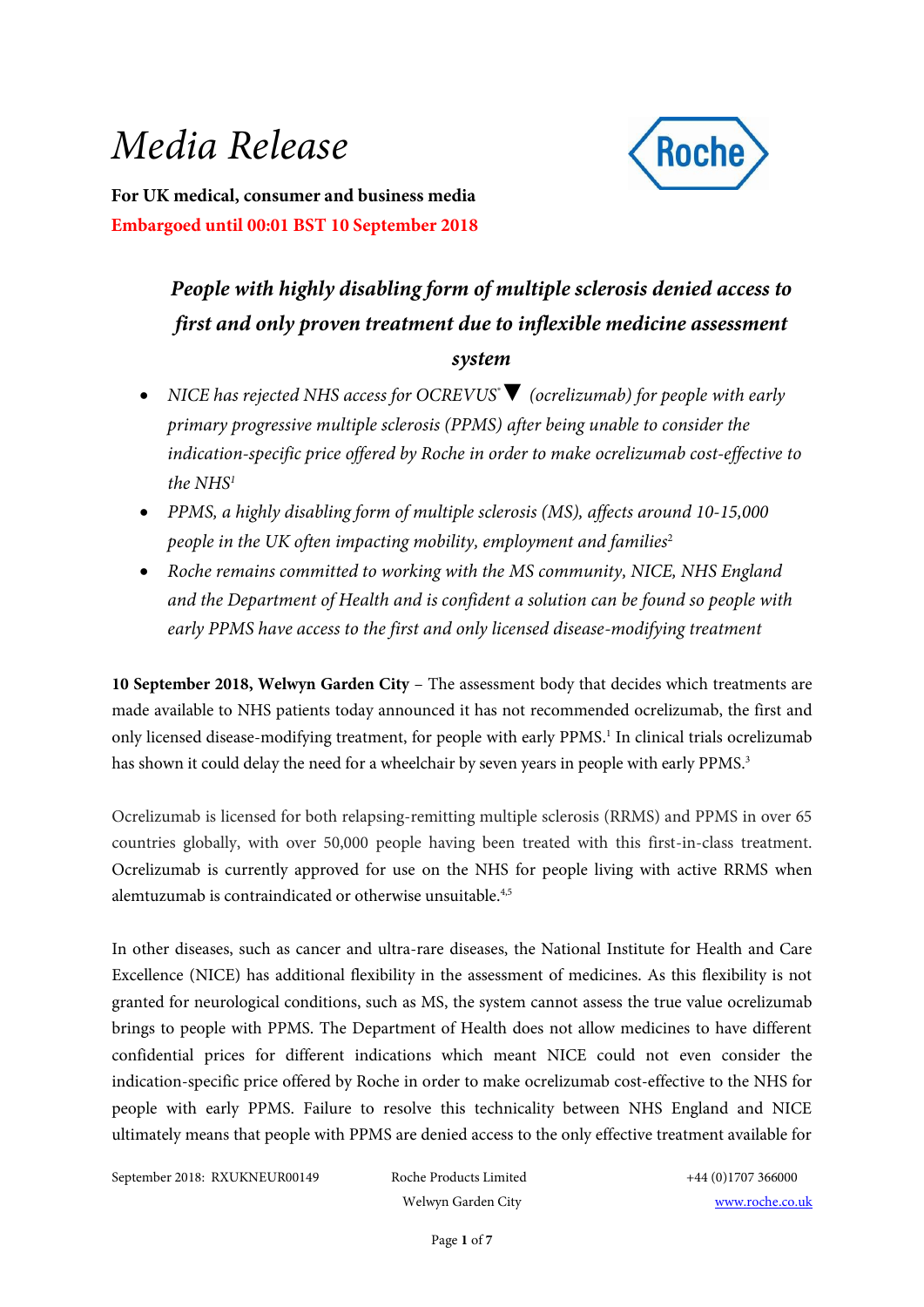# *Media Release*

**For UK medical, consumer and business media**

**Embargoed until 00:01 BST 10 September 2018**

## *People with highly disabling form of multiple sclerosis denied access to first and only proven treatment due to inflexible medicine assessment system*

- *NICE has rejected NHS access for OCREVUS® ▼ (ocrelizumab) for people with early primary progressive multiple sclerosis (PPMS) after being unable to consider the indication-specific price offered by Roche in order to make ocrelizumab cost-effective to the NHS[1]*
- *PPMS, a highly disabling form of multiple sclerosis (MS), affects around 10-15,000 people in the UK often impacting mobility, employment and families[2]*
- *Roche remains committed to working with the MS community, NICE, NHS England and the Department of Health and is confident a solution can be found so people with early PPMS have access to the first and only licensed disease-modifying treatment*

**10 September 2018, Welwyn Garden City** – The assessment body that decides which treatments are made available to NHS patients today announced it has not recommended ocrelizumab, the first and only licensed disease-modifying treatment, for people with early PPMS.[1] In clinical trials ocrelizumab has shown it could delay the need for a wheelchair by seven years in people with early PPMS.[3]

Ocrelizumab is licensed for both relapsing-remitting multiple sclerosis (RRMS) and PPMS in over 65 countries globally, with over 50,000 people having been treated with this first-in-class treatment. Ocrelizumab is currently approved for use on the NHS for people living with active RRMS when alemtuzumab is contraindicated or otherwise unsuitable.[4,5]

In other diseases, such as cancer and ultra-rare diseases, the National Institute for Health and Care Excellence (NICE) has additional flexibility in the assessment of medicines. As this flexibility is not granted for neurological conditions, such as MS, the system cannot assess the true value ocrelizumab brings to people with PPMS. The Department of Health does not allow medicines to have different confidential prices for different indications which meant NICE could not even consider the indication-specific price offered by Roche in order to make ocrelizumab cost-effective to the NHS for people with early PPMS. Failure to resolve this technicality between NHS England and NICE ultimately means that people with PPMS are denied access to the only effective treatment available for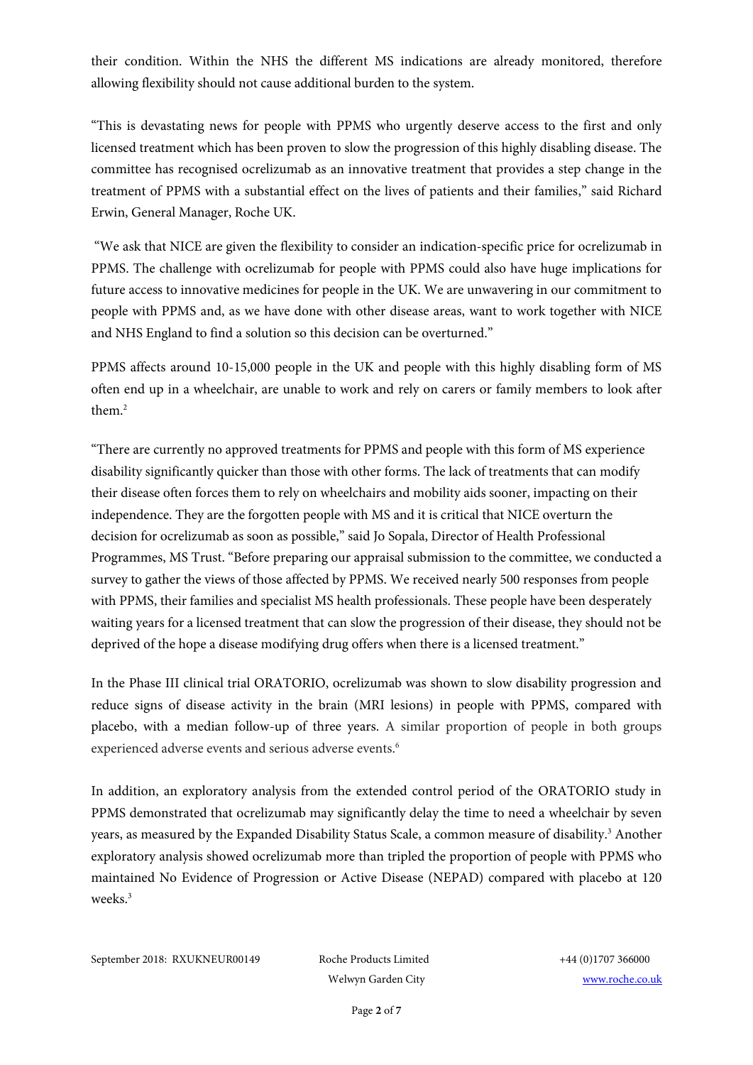their condition. Within the NHS the different MS indications are already monitored, therefore allowing flexibility should not cause additional burden to the system.

"This is devastating news for people with PPMS who urgently deserve access to the first and only licensed treatment which has been proven to slow the progression of this highly disabling disease. The committee has recognised ocrelizumab as an innovative treatment that provides a step change in the treatment of PPMS with a substantial effect on the lives of patients and their families," said Richard Erwin, General Manager, Roche UK.

"We ask that NICE are given the flexibility to consider an indication-specific price for ocrelizumab in PPMS. The challenge with ocrelizumab for people with PPMS could also have huge implications for future access to innovative medicines for people in the UK. We are unwavering in our commitment to people with PPMS and, as we have done with other disease areas, want to work together with NICE and NHS England to find a solution so this decision can be overturned."

PPMS affects around 10-15,000 people in the UK and people with this highly disabling form of MS often end up in a wheelchair, are unable to work and rely on carers or family members to look after them.[2]

"There are currently no approved treatments for PPMS and people with this form of MS experience disability significantly quicker than those with other forms. The lack of treatments that can modify their disease often forces them to rely on wheelchairs and mobility aids sooner, impacting on their independence. They are the forgotten people with MS and it is critical that NICE overturn the decision for ocrelizumab as soon as possible," said Jo Sopala, Director of Health Professional Programmes, MS Trust. "Before preparing our appraisal submission to the committee, we conducted a survey to gather the views of those affected by PPMS. We received nearly 500 responses from people with PPMS, their families and specialist MS health professionals. These people have been desperately waiting years for a licensed treatment that can slow the progression of their disease, they should not be deprived of the hope a disease modifying drug offers when there is a licensed treatment."

In the Phase III clinical trial ORATORIO, ocrelizumab was shown to slow disability progression and reduce signs of disease activity in the brain (MRI lesions) in people with PPMS, compared with placebo, with a median follow-up of three years. A similar proportion of people in both groups experienced adverse events and serious adverse events.[6]

In addition, an exploratory analysis from the extended control period of the ORATORIO study in PPMS demonstrated that ocrelizumab may significantly delay the time to need a wheelchair by seven years, as measured by the Expanded Disability Status Scale, a common measure of disability.[3] Another exploratory analysis showed ocrelizumab more than tripled the proportion of people with PPMS who maintained No Evidence of Progression or Active Disease (NEPAD) compared with placebo at 120 weeks.[3]

September 2018: RXUKNEUR00149 | Roche Products Limited, Welwyn Garden City | +44 (0)1707 366000 | www.roche.co.uk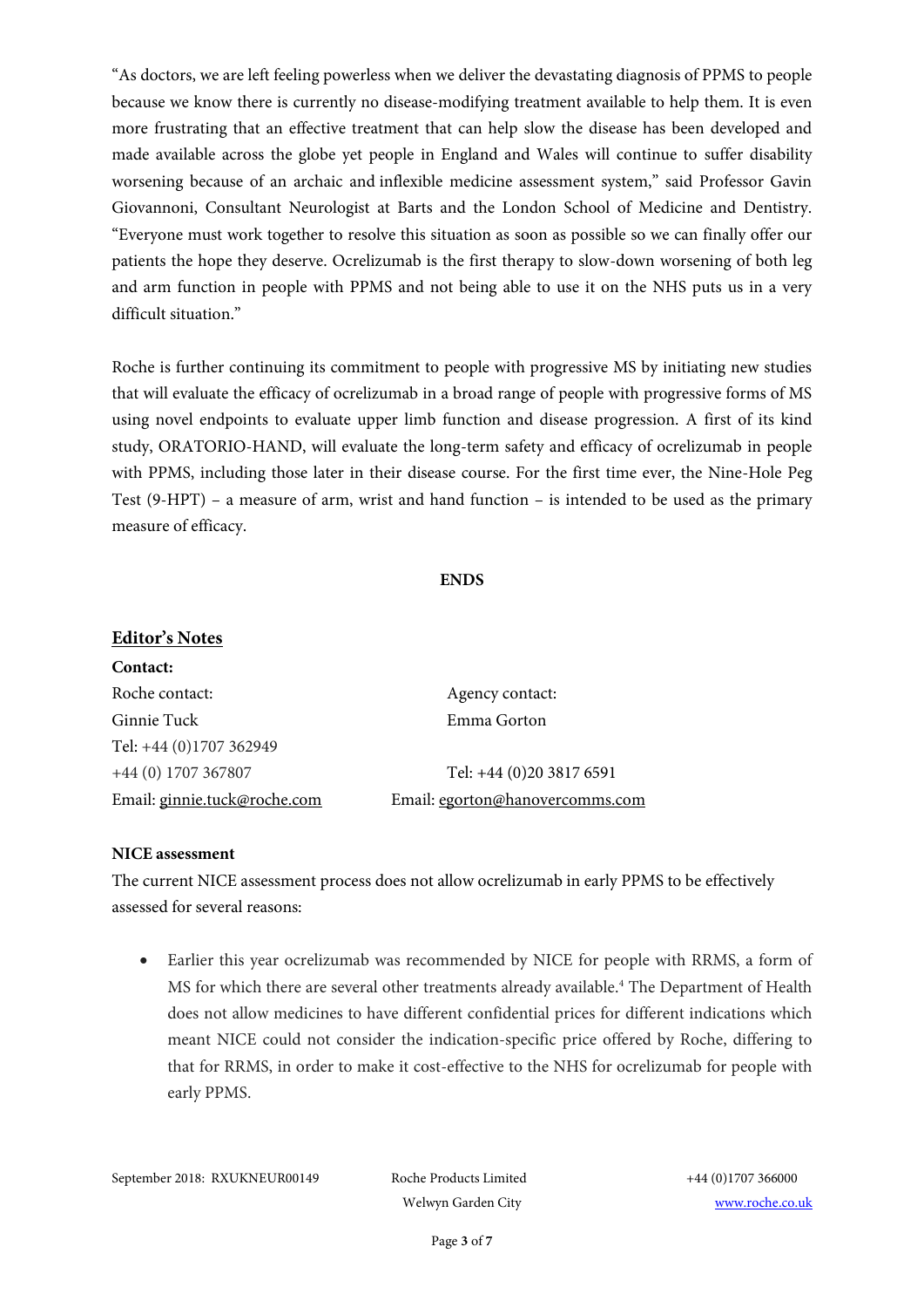"As doctors, we are left feeling powerless when we deliver the devastating diagnosis of PPMS to people because we know there is currently no disease-modifying treatment available to help them. It is even more frustrating that an effective treatment that can help slow the disease has been developed and made available across the globe yet people in England and Wales will continue to suffer disability worsening because of an archaic and inflexible medicine assessment system," said Professor Gavin Giovannoni, Consultant Neurologist at Barts and the London School of Medicine and Dentistry. "Everyone must work together to resolve this situation as soon as possible so we can finally offer our patients the hope they deserve. Ocrelizumab is the first therapy to slow-down worsening of both leg and arm function in people with PPMS and not being able to use it on the NHS puts us in a very difficult situation."

Roche is further continuing its commitment to people with progressive MS by initiating new studies that will evaluate the efficacy of ocrelizumab in a broad range of people with progressive forms of MS using novel endpoints to evaluate upper limb function and disease progression. A first of its kind study, ORATORIO-HAND, will evaluate the long-term safety and efficacy of ocrelizumab in people with PPMS, including those later in their disease course. For the first time ever, the Nine-Hole Peg Test (9-HPT) – a measure of arm, wrist and hand function – is intended to be used as the primary measure of efficacy.

**ENDS**

## Editor's Notes

**Contact:**

Roche contact:
Ginnie Tuck
Tel: +44 (0)1707 362949
+44 (0) 1707 367807
Email: ginnie.tuck@roche.com

Agency contact:
Emma Gorton
Tel: +44 (0)20 3817 6591
Email: egorton@hanovercomms.com

**NICE assessment**

The current NICE assessment process does not allow ocrelizumab in early PPMS to be effectively assessed for several reasons:

- Earlier this year ocrelizumab was recommended by NICE for people with RRMS, a form of MS for which there are several other treatments already available.[4] The Department of Health does not allow medicines to have different confidential prices for different indications which meant NICE could not consider the indication-specific price offered by Roche, differing to that for RRMS, in order to make it cost-effective to the NHS for ocrelizumab for people with early PPMS.

September 2018: RXUKNEUR00149 Roche Products Limited Welwyn Garden City +44 (0)1707 366000 www.roche.co.uk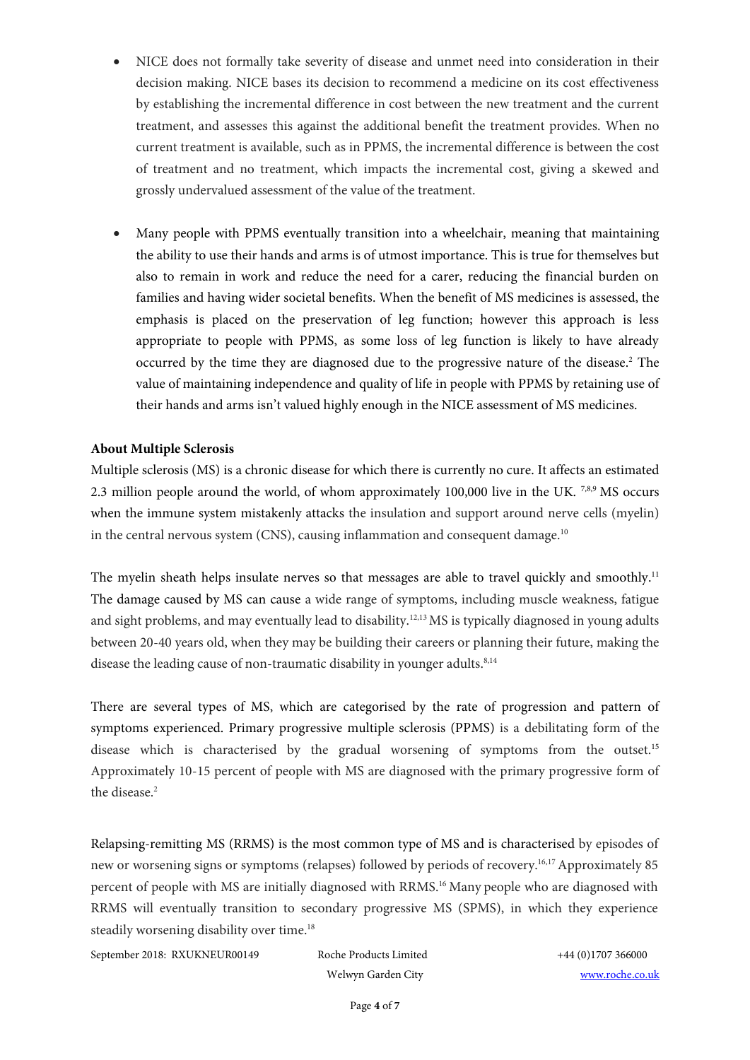- NICE does not formally take severity of disease and unmet need into consideration in their decision making. NICE bases its decision to recommend a medicine on its cost effectiveness by establishing the incremental difference in cost between the new treatment and the current treatment, and assesses this against the additional benefit the treatment provides. When no current treatment is available, such as in PPMS, the incremental difference is between the cost of treatment and no treatment, which impacts the incremental cost, giving a skewed and grossly undervalued assessment of the value of the treatment.

- Many people with PPMS eventually transition into a wheelchair, meaning that maintaining the ability to use their hands and arms is of utmost importance. This is true for themselves but also to remain in work and reduce the need for a carer, reducing the financial burden on families and having wider societal benefits. When the benefit of MS medicines is assessed, the emphasis is placed on the preservation of leg function; however this approach is less appropriate to people with PPMS, as some loss of leg function is likely to have already occurred by the time they are diagnosed due to the progressive nature of the disease.[2] The value of maintaining independence and quality of life in people with PPMS by retaining use of their hands and arms isn't valued highly enough in the NICE assessment of MS medicines.

**About Multiple Sclerosis**

Multiple sclerosis (MS) is a chronic disease for which there is currently no cure. It affects an estimated 2.3 million people around the world, of whom approximately 100,000 live in the UK. [7,8,9] MS occurs when the immune system mistakenly attacks the insulation and support around nerve cells (myelin) in the central nervous system (CNS), causing inflammation and consequent damage.[10]

The myelin sheath helps insulate nerves so that messages are able to travel quickly and smoothly.[11] The damage caused by MS can cause a wide range of symptoms, including muscle weakness, fatigue and sight problems, and may eventually lead to disability.[12,13] MS is typically diagnosed in young adults between 20-40 years old, when they may be building their careers or planning their future, making the disease the leading cause of non-traumatic disability in younger adults.[8,14]

There are several types of MS, which are categorised by the rate of progression and pattern of symptoms experienced. Primary progressive multiple sclerosis (PPMS) is a debilitating form of the disease which is characterised by the gradual worsening of symptoms from the outset.[15] Approximately 10-15 percent of people with MS are diagnosed with the primary progressive form of the disease.[2]

Relapsing-remitting MS (RRMS) is the most common type of MS and is characterised by episodes of new or worsening signs or symptoms (relapses) followed by periods of recovery.[16,17] Approximately 85 percent of people with MS are initially diagnosed with RRMS.[16] Many people who are diagnosed with RRMS will eventually transition to secondary progressive MS (SPMS), in which they experience steadily worsening disability over time.[18]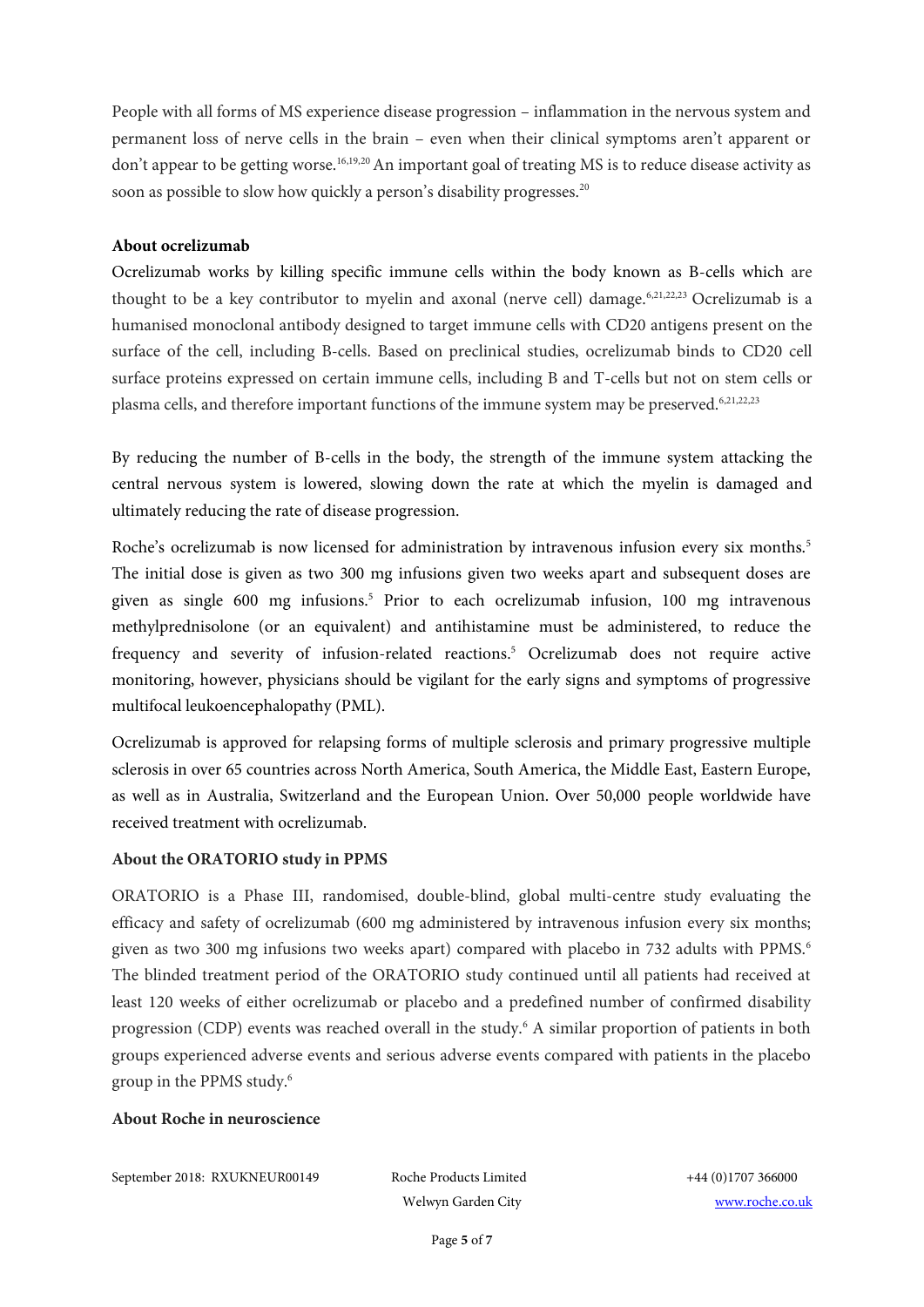People with all forms of MS experience disease progression – inflammation in the nervous system and permanent loss of nerve cells in the brain – even when their clinical symptoms aren't apparent or don't appear to be getting worse.[16,19,20] An important goal of treating MS is to reduce disease activity as soon as possible to slow how quickly a person's disability progresses.[20]

**About ocrelizumab**

Ocrelizumab works by killing specific immune cells within the body known as B-cells which are thought to be a key contributor to myelin and axonal (nerve cell) damage.[6,21,22,23] Ocrelizumab is a humanised monoclonal antibody designed to target immune cells with CD20 antigens present on the surface of the cell, including B-cells. Based on preclinical studies, ocrelizumab binds to CD20 cell surface proteins expressed on certain immune cells, including B and T-cells but not on stem cells or plasma cells, and therefore important functions of the immune system may be preserved.[6,21,22,23]

By reducing the number of B-cells in the body, the strength of the immune system attacking the central nervous system is lowered, slowing down the rate at which the myelin is damaged and ultimately reducing the rate of disease progression.

Roche's ocrelizumab is now licensed for administration by intravenous infusion every six months.[5] The initial dose is given as two 300 mg infusions given two weeks apart and subsequent doses are given as single 600 mg infusions.[5] Prior to each ocrelizumab infusion, 100 mg intravenous methylprednisolone (or an equivalent) and antihistamine must be administered, to reduce the frequency and severity of infusion-related reactions.[5] Ocrelizumab does not require active monitoring, however, physicians should be vigilant for the early signs and symptoms of progressive multifocal leukoencephalopathy (PML).

Ocrelizumab is approved for relapsing forms of multiple sclerosis and primary progressive multiple sclerosis in over 65 countries across North America, South America, the Middle East, Eastern Europe, as well as in Australia, Switzerland and the European Union. Over 50,000 people worldwide have received treatment with ocrelizumab.

**About the ORATORIO study in PPMS**

ORATORIO is a Phase III, randomised, double-blind, global multi-centre study evaluating the efficacy and safety of ocrelizumab (600 mg administered by intravenous infusion every six months; given as two 300 mg infusions two weeks apart) compared with placebo in 732 adults with PPMS.[6] The blinded treatment period of the ORATORIO study continued until all patients had received at least 120 weeks of either ocrelizumab or placebo and a predefined number of confirmed disability progression (CDP) events was reached overall in the study.[6] A similar proportion of patients in both groups experienced adverse events and serious adverse events compared with patients in the placebo group in the PPMS study.[6]

**About Roche in neuroscience**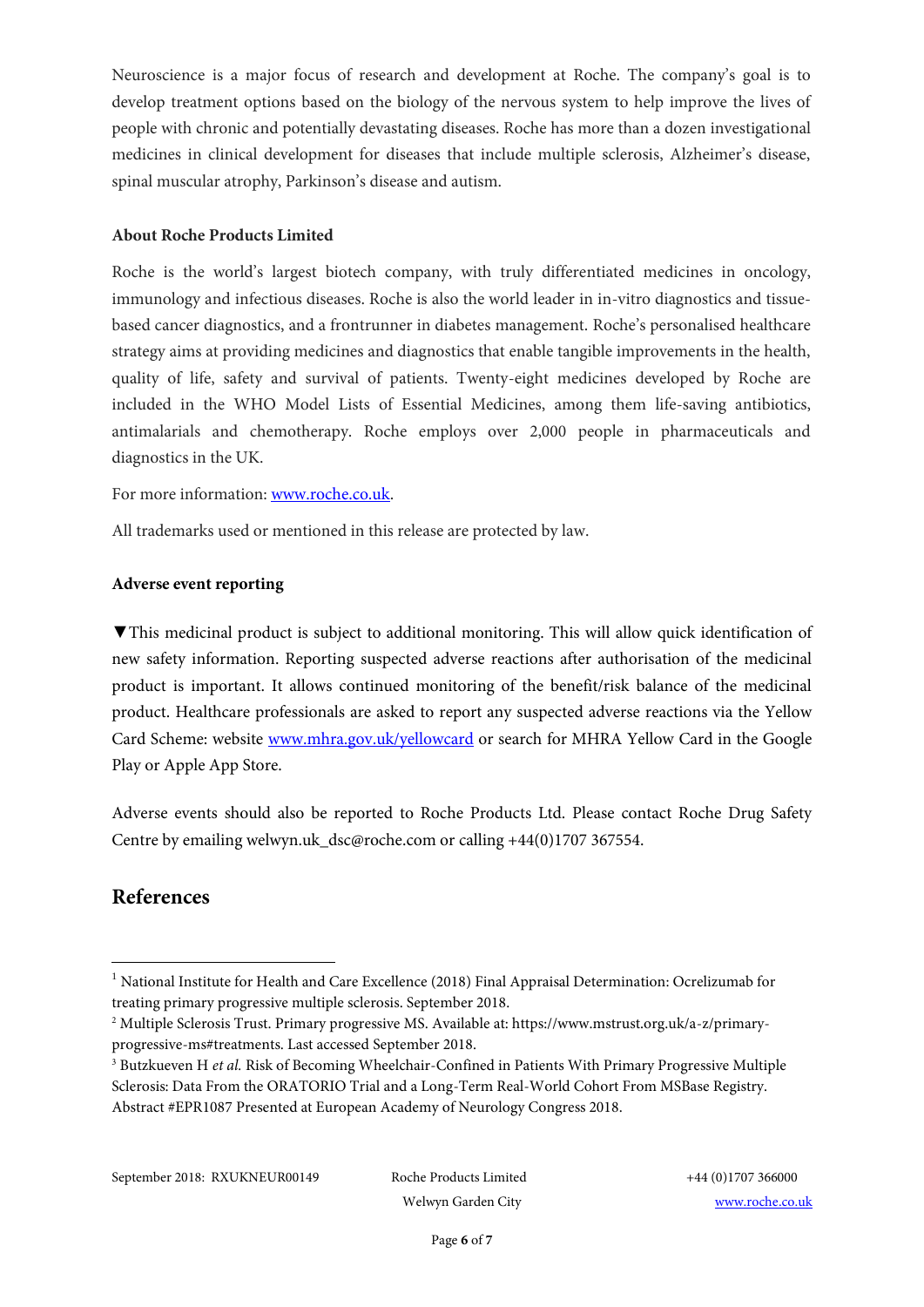Neuroscience is a major focus of research and development at Roche. The company's goal is to develop treatment options based on the biology of the nervous system to help improve the lives of people with chronic and potentially devastating diseases. Roche has more than a dozen investigational medicines in clinical development for diseases that include multiple sclerosis, Alzheimer's disease, spinal muscular atrophy, Parkinson's disease and autism.

**About Roche Products Limited**

Roche is the world's largest biotech company, with truly differentiated medicines in oncology, immunology and infectious diseases. Roche is also the world leader in in-vitro diagnostics and tissue-based cancer diagnostics, and a frontrunner in diabetes management. Roche's personalised healthcare strategy aims at providing medicines and diagnostics that enable tangible improvements in the health, quality of life, safety and survival of patients. Twenty-eight medicines developed by Roche are included in the WHO Model Lists of Essential Medicines, among them life-saving antibiotics, antimalarials and chemotherapy. Roche employs over 2,000 people in pharmaceuticals and diagnostics in the UK.

For more information: [www.roche.co.uk](http://www.roche.co.uk).

All trademarks used or mentioned in this release are protected by law.

**Adverse event reporting**

▼This medicinal product is subject to additional monitoring. This will allow quick identification of new safety information. Reporting suspected adverse reactions after authorisation of the medicinal product is important. It allows continued monitoring of the benefit/risk balance of the medicinal product. Healthcare professionals are asked to report any suspected adverse reactions via the Yellow Card Scheme: website [www.mhra.gov.uk/yellowcard](http://www.mhra.gov.uk/yellowcard) or search for MHRA Yellow Card in the Google Play or Apple App Store.

Adverse events should also be reported to Roche Products Ltd. Please contact Roche Drug Safety Centre by emailing welwyn.uk_dsc@roche.com or calling +44(0)1707 367554.

## References

[1] National Institute for Health and Care Excellence (2018) Final Appraisal Determination: Ocrelizumab for treating primary progressive multiple sclerosis. September 2018.

[2] Multiple Sclerosis Trust. Primary progressive MS. Available at: https://www.mstrust.org.uk/a-z/primary-progressive-ms#treatments. Last accessed September 2018.

[3] Butzkueven H *et al.* Risk of Becoming Wheelchair-Confined in Patients With Primary Progressive Multiple Sclerosis: Data From the ORATORIO Trial and a Long-Term Real-World Cohort From MSBase Registry. Abstract #EPR1087 Presented at European Academy of Neurology Congress 2018.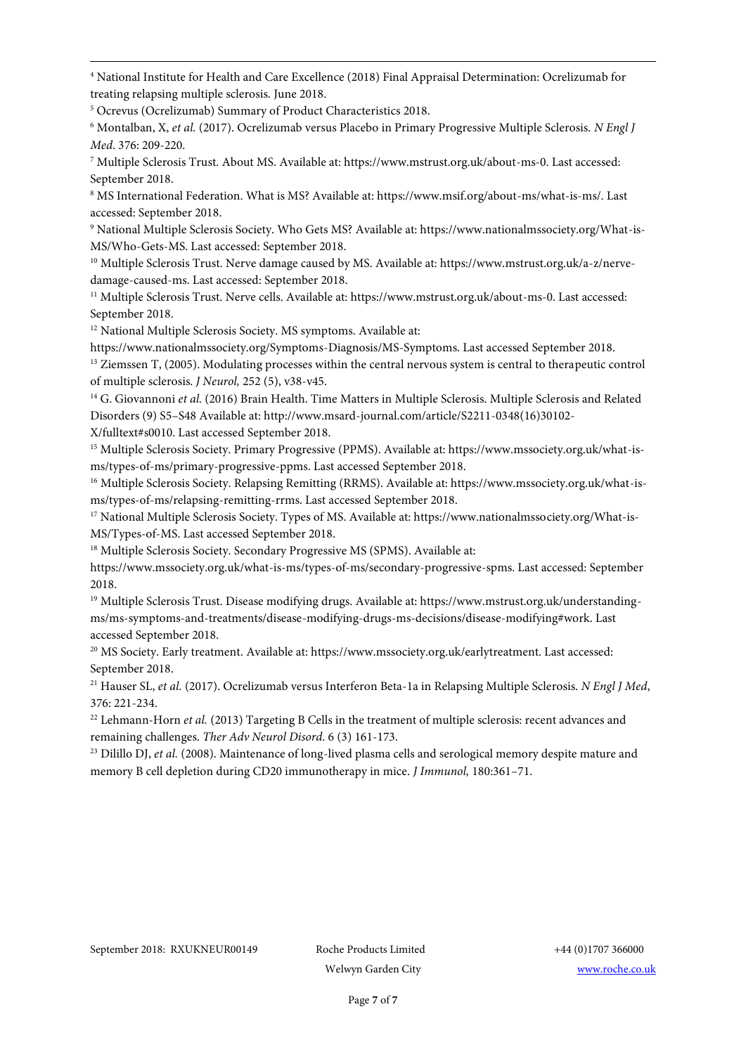[4] National Institute for Health and Care Excellence (2018) Final Appraisal Determination: Ocrelizumab for treating relapsing multiple sclerosis. June 2018.

[5] Ocrevus (Ocrelizumab) Summary of Product Characteristics 2018.

[6] Montalban, X, *et al.* (2017). Ocrelizumab versus Placebo in Primary Progressive Multiple Sclerosis. *N Engl J Med*. 376: 209-220.

[7] Multiple Sclerosis Trust. About MS. Available at: https://www.mstrust.org.uk/about-ms-0. Last accessed: September 2018.

[8] MS International Federation. What is MS? Available at: https://www.msif.org/about-ms/what-is-ms/. Last accessed: September 2018.

[9] National Multiple Sclerosis Society. Who Gets MS? Available at: https://www.nationalmssociety.org/What-is-MS/Who-Gets-MS. Last accessed: September 2018.

[10] Multiple Sclerosis Trust. Nerve damage caused by MS. Available at: https://www.mstrust.org.uk/a-z/nerve-damage-caused-ms. Last accessed: September 2018.

[11] Multiple Sclerosis Trust. Nerve cells. Available at: https://www.mstrust.org.uk/about-ms-0. Last accessed: September 2018.

[12] National Multiple Sclerosis Society. MS symptoms. Available at: https://www.nationalmssociety.org/Symptoms-Diagnosis/MS-Symptoms. Last accessed September 2018.

[13] Ziemssen T, (2005). Modulating processes within the central nervous system is central to therapeutic control of multiple sclerosis. *J Neurol,* 252 (5), v38-v45.

[14] G. Giovannoni *et al.* (2016) Brain Health. Time Matters in Multiple Sclerosis. Multiple Sclerosis and Related Disorders (9) S5–S48 Available at: http://www.msard-journal.com/article/S2211-0348(16)30102-X/fulltext#s0010. Last accessed September 2018.

[15] Multiple Sclerosis Society. Primary Progressive (PPMS). Available at: https://www.mssociety.org.uk/what-is-ms/types-of-ms/primary-progressive-ppms. Last accessed September 2018.

[16] Multiple Sclerosis Society. Relapsing Remitting (RRMS). Available at: https://www.mssociety.org.uk/what-is-ms/types-of-ms/relapsing-remitting-rrms. Last accessed September 2018.

[17] National Multiple Sclerosis Society. Types of MS. Available at: https://www.nationalmssociety.org/What-is-MS/Types-of-MS. Last accessed September 2018.

[18] Multiple Sclerosis Society. Secondary Progressive MS (SPMS). Available at: https://www.mssociety.org.uk/what-is-ms/types-of-ms/secondary-progressive-spms. Last accessed: September 2018.

[19] Multiple Sclerosis Trust. Disease modifying drugs. Available at: https://www.mstrust.org.uk/understanding-ms/ms-symptoms-and-treatments/disease-modifying-drugs-ms-decisions/disease-modifying#work. Last accessed September 2018.

[20] MS Society. Early treatment. Available at: https://www.mssociety.org.uk/earlytreatment. Last accessed: September 2018.

[21] Hauser SL, *et al.* (2017). Ocrelizumab versus Interferon Beta-1a in Relapsing Multiple Sclerosis. *N Engl J Med*, 376: 221-234.

[22] Lehmann-Horn *et al.* (2013) Targeting B Cells in the treatment of multiple sclerosis: recent advances and remaining challenges. *Ther Adv Neurol Disord*. 6 (3) 161-173.

[23] Dilillo DJ, *et al.* (2008). Maintenance of long-lived plasma cells and serological memory despite mature and memory B cell depletion during CD20 immunotherapy in mice. *J Immunol,* 180:361–71.

September 2018: RXUKNEUR00149 | Roche Products Limited, Welwyn Garden City | +44 (0)1707 366000 | www.roche.co.uk